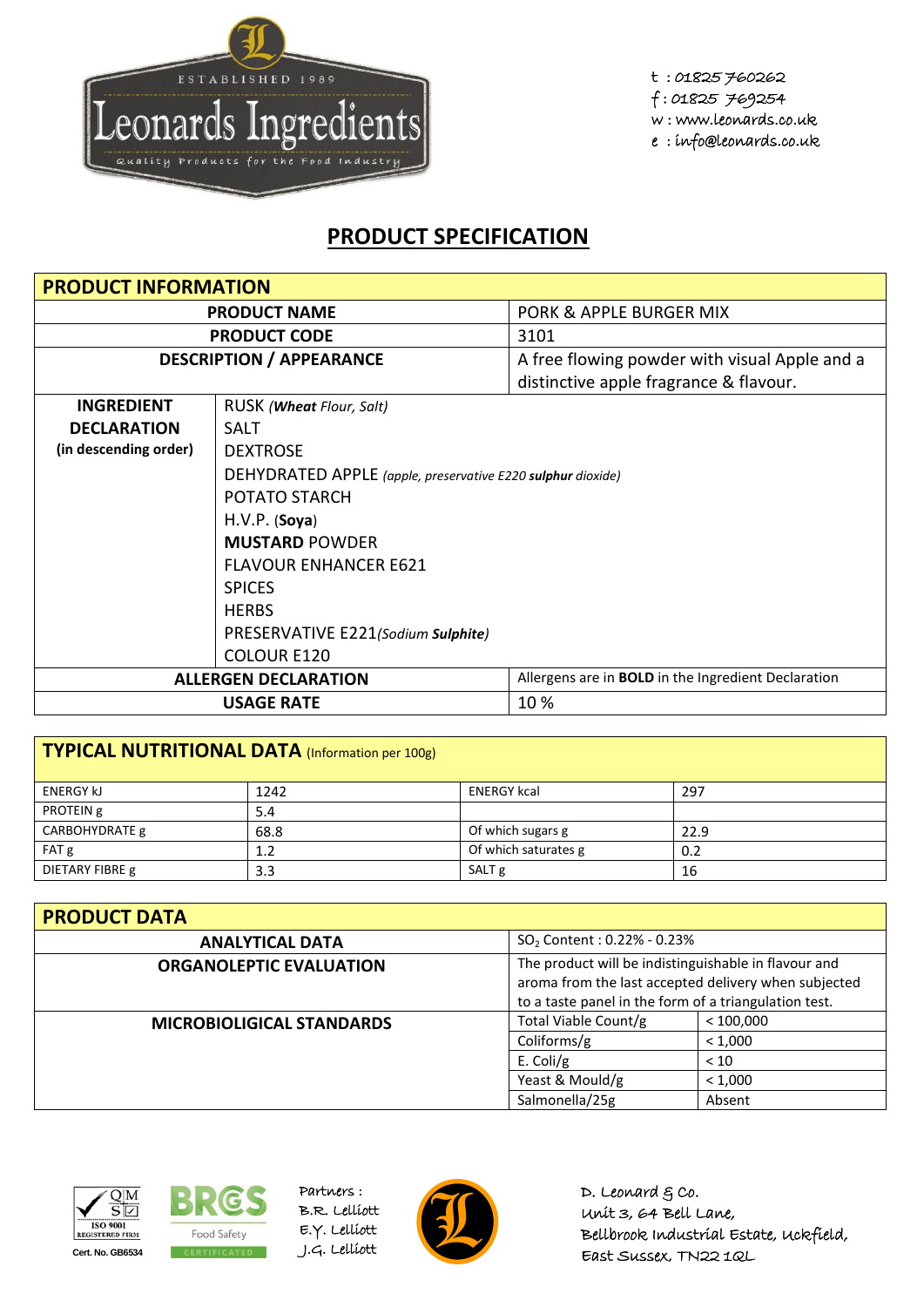Leonards Ingredients
ESTABLISHED 1989
Quality Products for the Food Industry

t : 01825 760262
f : 01825 769254
w : www.leonards.co.uk
e : info@leonards.co.uk

# PRODUCT SPECIFICATION

| PRODUCT INFORMATION | | |
|---|---|---|
| **PRODUCT NAME** | | PORK & APPLE BURGER MIX |
| **PRODUCT CODE** | | 3101 |
| **DESCRIPTION / APPEARANCE** | | A free flowing powder with visual Apple and a distinctive apple fragrance & flavour. |
| **INGREDIENT DECLARATION (in descending order)** | RUSK *(**Wheat** Flour, Salt)* | |
| | SALT | |
| | DEXTROSE | |
| | DEHYDRATED APPLE *(apple, preservative E220 **sulphur** dioxide)* | |
| | POTATO STARCH | |
| | H.V.P. (**Soya**) | |
| | **MUSTARD** POWDER | |
| | FLAVOUR ENHANCER E621 | |
| | SPICES | |
| | HERBS | |
| | PRESERVATIVE E221*(Sodium **Sulphite**)* | |
| | COLOUR E120 | |
| **ALLERGEN DECLARATION** | | Allergens are in **BOLD** in the Ingredient Declaration |
| **USAGE RATE** | | 10 % |

| TYPICAL NUTRITIONAL DATA (Information per 100g) | | | |
|---|---|---|---|
| ENERGY kJ | 1242 | ENERGY kcal | 297 |
| PROTEIN g | 5.4 | | |
| CARBOHYDRATE g | 68.8 | Of which sugars g | 22.9 |
| FAT g | 1.2 | Of which saturates g | 0.2 |
| DIETARY FIBRE g | 3.3 | SALT g | 16 |

| PRODUCT DATA | | |
|---|---|---|
| **ANALYTICAL DATA** | $SO_2$ Content : 0.22% - 0.23% | |
| **ORGANOLEPTIC EVALUATION** | The product will be indistinguishable in flavour and aroma from the last accepted delivery when subjected to a taste panel in the form of a triangulation test. | |
| **MICROBIOLIGICAL STANDARDS** | Total Viable Count/g | < 100,000 |
| | Coliforms/g | < 1,000 |
| | E. Coli/g | < 10 |
| | Yeast & Mould/g | < 1,000 |
| | Salmonella/25g | Absent |

QMS ISO 9001 REGISTERED FIRM Cert. No. GB6534

BRCGS Food Safety CERTIFICATED

Partners :
B.R. Lelliott
E.Y. Lelliott
J.G. Lelliott

D. Leonard & Co.
Unit 3, 64 Bell Lane,
Bellbrook Industrial Estate, Uckfield,
East Sussex, TN22 1QL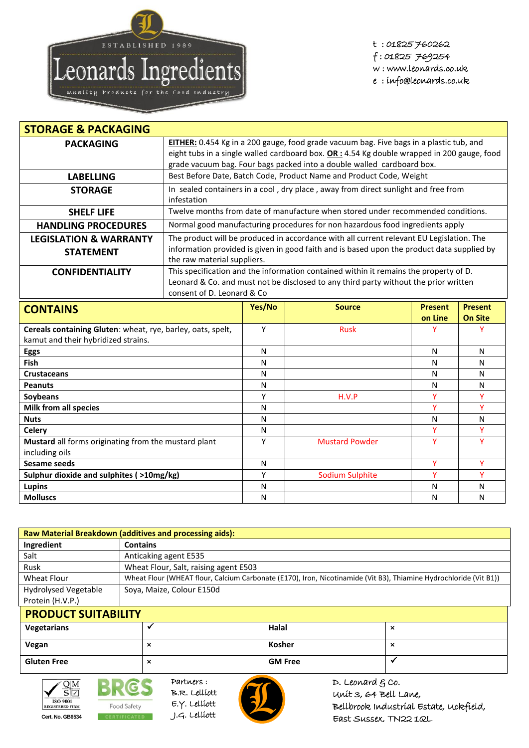ESTABLISHED 1989

# Leonards Ingredients

Quality Products for the Food Industry

t : 01825 760262
f : 01825 769254
w : www.leonards.co.uk
e : info@leonards.co.uk

| STORAGE & PACKAGING | |
|---|---|
| **PACKAGING** | **EITHER:** 0.454 Kg in a 200 gauge, food grade vacuum bag. Five bags in a plastic tub, and eight tubs in a single walled cardboard box. **OR :** 4.54 Kg double wrapped in 200 gauge, food grade vacuum bag. Four bags packed into a double walled cardboard box. |
| **LABELLING** | Best Before Date, Batch Code, Product Name and Product Code, Weight |
| **STORAGE** | In sealed containers in a cool , dry place , away from direct sunlight and free from infestation |
| **SHELF LIFE** | Twelve months from date of manufacture when stored under recommended conditions. |
| **HANDLING PROCEDURES** | Normal good manufacturing procedures for non hazardous food ingredients apply |
| **LEGISLATION & WARRANTY STATEMENT** | The product will be produced in accordance with all current relevant EU Legislation. The information provided is given in good faith and is based upon the product data supplied by the raw material suppliers. |
| **CONFIDENTIALITY** | This specification and the information contained within it remains the property of D. Leonard & Co. and must not be disclosed to any third party without the prior written consent of D. Leonard & Co |

| CONTAINS | Yes/No | Source | Present on Line | Present On Site |
|---|---|---|---|---|
| **Cereals containing Gluten**: wheat, rye, barley, oats, spelt, kamut and their hybridized strains. | Y | Rusk | Y | Y |
| **Eggs** | N | | N | N |
| **Fish** | N | | N | N |
| **Crustaceans** | N | | N | N |
| **Peanuts** | N | | N | N |
| **Soybeans** | Y | H.V.P | Y | Y |
| **Milk from all species** | N | | Y | Y |
| **Nuts** | N | | N | N |
| **Celery** | N | | Y | Y |
| **Mustard** all forms originating from the mustard plant including oils | Y | Mustard Powder | Y | Y |
| **Sesame seeds** | N | | Y | Y |
| **Sulphur dioxide and sulphites ( >10mg/kg)** | Y | Sodium Sulphite | Y | Y |
| **Lupins** | N | | N | N |
| **Molluscs** | N | | N | N |

| Raw Material Breakdown (additives and processing aids): | |
|---|---|
| **Ingredient** | **Contains** |
| Salt | Anticaking agent E535 |
| Rusk | Wheat Flour, Salt, raising agent E503 |
| Wheat Flour | Wheat Flour (WHEAT flour, Calcium Carbonate (E170), Iron, Nicotinamide (Vit B3), Thiamine Hydrochloride (Vit B1)) |
| Hydrolysed Vegetable Protein (H.V.P.) | Soya, Maize, Colour E150d |

| PRODUCT SUITABILITY | | | |
|---|---|---|---|
| **Vegetarians** | ✓ | **Halal** | × |
| **Vegan** | × | **Kosher** | × |
| **Gluten Free** | × | **GM Free** | ✓ |

ISO 9001 REGISTERED FIRM Cert. No. GB6534

BRCGS Food Safety CERTIFICATED

Partners :
B.R. Lelliott
E.Y. Lelliott
J.G. Lelliott

D. Leonard & Co.
Unit 3, 64 Bell Lane,
Bellbrook Industrial Estate, Uckfield,
East Sussex, TN22 1QL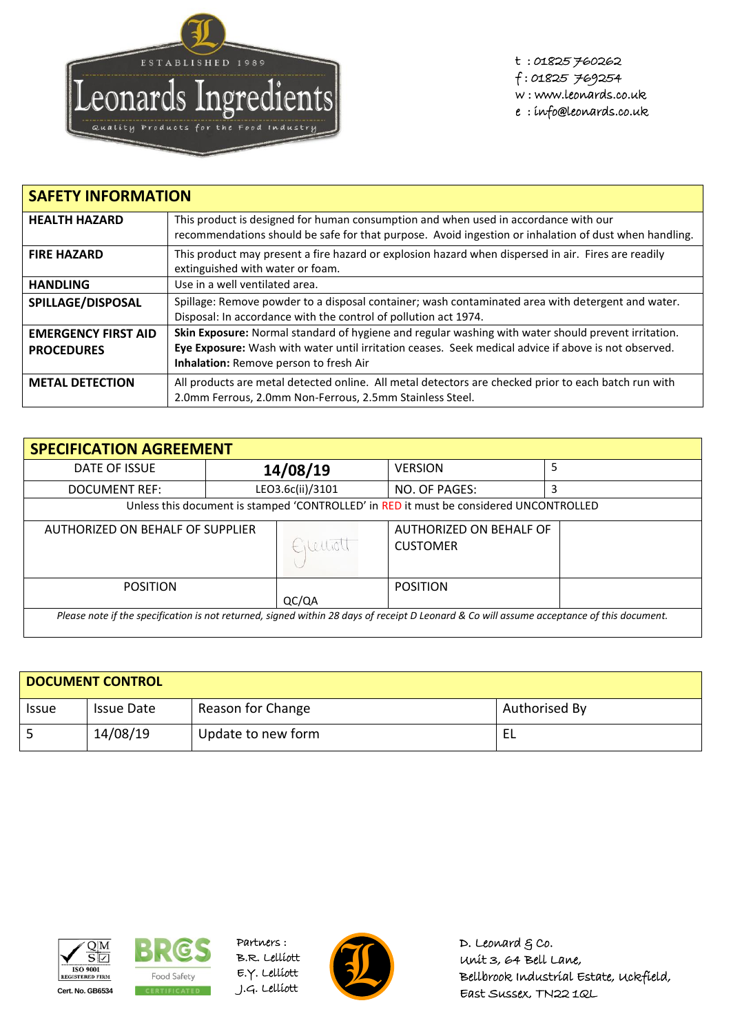t : 01825 760262
f : 01825 769254
w : www.leonards.co.uk
e : info@leonards.co.uk

| SAFETY INFORMATION | |
|---|---|
| **HEALTH HAZARD** | This product is designed for human consumption and when used in accordance with our recommendations should be safe for that purpose. Avoid ingestion or inhalation of dust when handling. |
| **FIRE HAZARD** | This product may present a fire hazard or explosion hazard when dispersed in air. Fires are readily extinguished with water or foam. |
| **HANDLING** | Use in a well ventilated area. |
| **SPILLAGE/DISPOSAL** | Spillage: Remove powder to a disposal container; wash contaminated area with detergent and water. Disposal: In accordance with the control of pollution act 1974. |
| **EMERGENCY FIRST AID PROCEDURES** | **Skin Exposure:** Normal standard of hygiene and regular washing with water should prevent irritation. **Eye Exposure:** Wash with water until irritation ceases. Seek medical advice if above is not observed. **Inhalation:** Remove person to fresh Air |
| **METAL DETECTION** | All products are metal detected online. All metal detectors are checked prior to each batch run with 2.0mm Ferrous, 2.0mm Non-Ferrous, 2.5mm Stainless Steel. |

| SPECIFICATION AGREEMENT | | | |
|---|---|---|---|
| DATE OF ISSUE | **14/08/19** | VERSION | 5 |
| DOCUMENT REF: | LEO3.6c(ii)/3101 | NO. OF PAGES: | 3 |
| Unless this document is stamped 'CONTROLLED' in RED it must be considered UNCONTROLLED | | | |
| AUTHORIZED ON BEHALF OF SUPPLIER | E Lelliott | AUTHORIZED ON BEHALF OF CUSTOMER | |
| POSITION | QC/QA | POSITION | |

*Please note if the specification is not returned, signed within 28 days of receipt D Leonard & Co will assume acceptance of this document.*

| DOCUMENT CONTROL | | | |
|---|---|---|---|
| Issue | Issue Date | Reason for Change | Authorised By |
| 5 | 14/08/19 | Update to new form | EL |

ISO 9001 REGISTERED FIRM
Cert. No. GB6534

BRCGS Food Safety CERTIFICATED

Partners :
B.R. Lelliott
E.Y. Lelliott
J.G. Lelliott

D. Leonard & Co.
Unit 3, 64 Bell Lane,
Bellbrook Industrial Estate, Uckfield,
East Sussex, TN22 1QL